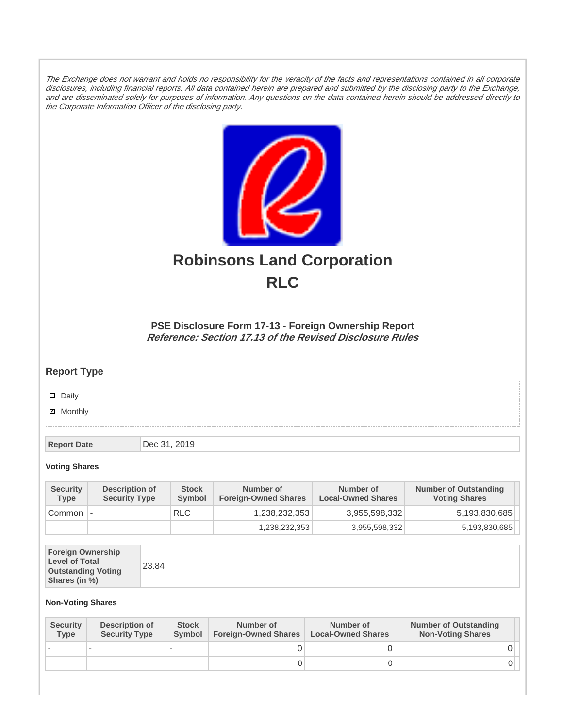*The Exchange does not warrant and holds no responsibility for the veracity of the facts and representations contained in all corporate disclosures, including financial reports. All data contained herein are prepared and submitted by the disclosing party to the Exchange, and are disseminated solely for purposes of information. Any questions on the data contained herein should be addressed directly to the Corporate Information Officer of the disclosing party.*

# Robinsons Land Corporation
# RLC

### PSE Disclosure Form 17-13 - Foreign Ownership Report
***Reference: Section 17.13 of the Revised Disclosure Rules***

## Report Type

- ☐ Daily
- ☑ Monthly

| Report Date | Dec 31, 2019 |
|---|---|

**Voting Shares**

| Security Type | Description of Security Type | Stock Symbol | Number of Foreign-Owned Shares | Number of Local-Owned Shares | Number of Outstanding Voting Shares |
|---|---|---|---|---|---|
| Common | - | RLC | 1,238,232,353 | 3,955,598,332 | 5,193,830,685 |
| | | | 1,238,232,353 | 3,955,598,332 | 5,193,830,685 |

| Foreign Ownership Level of Total Outstanding Voting Shares (in %) | 23.84 |
|---|---|

**Non-Voting Shares**

| Security Type | Description of Security Type | Stock Symbol | Number of Foreign-Owned Shares | Number of Local-Owned Shares | Number of Outstanding Non-Voting Shares |
|---|---|---|---|---|---|
| - | - | - | 0 | 0 | 0 |
| | | | 0 | 0 | 0 |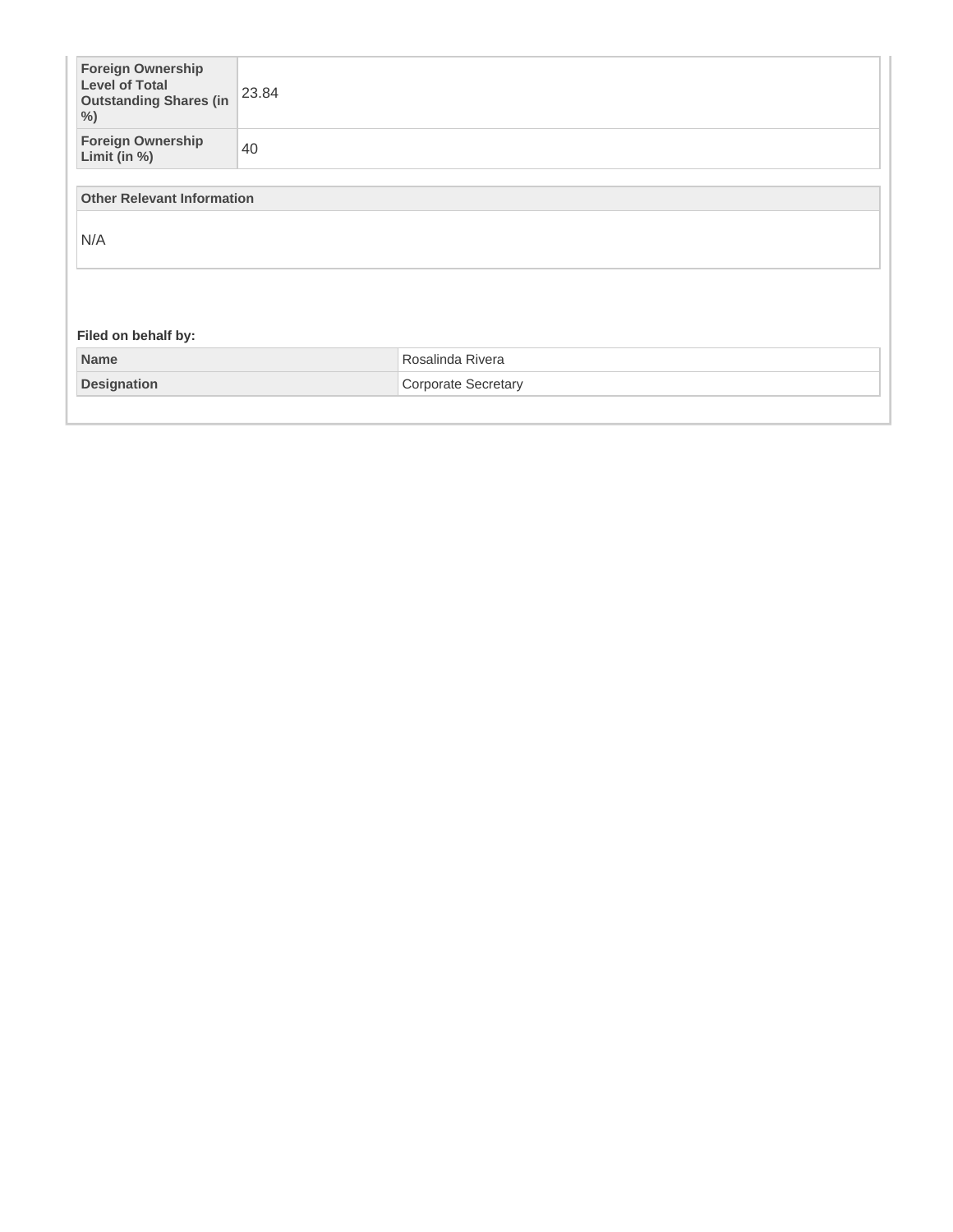| | |
|---|---|
| **Foreign Ownership Level of Total Outstanding Shares (in %)** | 23.84 |
| **Foreign Ownership Limit (in %)** | 40 |

| Other Relevant Information |
|---|
| N/A |

**Filed on behalf by:**

| | |
|---|---|
| **Name** | Rosalinda Rivera |
| **Designation** | Corporate Secretary |